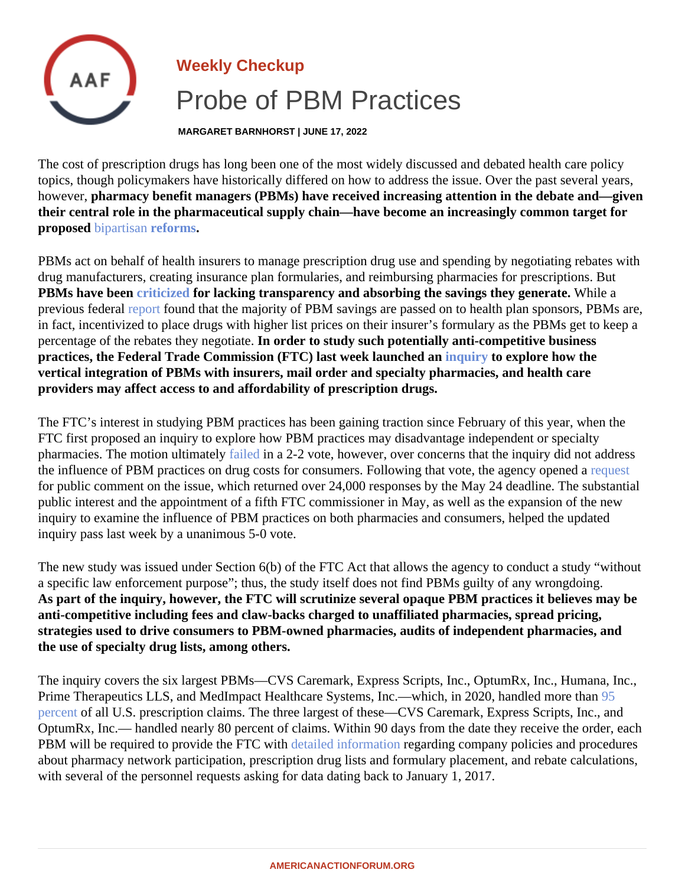Weekly Checkup

# Probe of PBM Practices

**MARGARET BARNHORST | JUNE 17, 2022**

The cost of prescription drugs has long been one of the most widely discussed and debated health care policy topics, though policymakers have historically differed on how to address the issue. Over the past several years, however, **pharmacy benefit managers (PBMs) have received increasing attention in the debate and—given their central role in the pharmaceutical supply chain—have become an increasingly common target for proposed bipartisan reforms.**

PBMs act on behalf of health insurers to manage prescription drug use and spending by negotiating rebates with drug manufacturers, creating insurance plan formularies, and reimbursing pharmacies for prescriptions. But **PBMs have been criticized for lacking transparency and absorbing the savings they generate.** While a previous federal report found that the majority of PBM savings are passed on to health plan sponsors, PBMs are, in fact, incentivized to place drugs with higher list prices on their insurer's formulary as the PBMs get to keep a percentage of the rebates they negotiate. **In order to study such potentially anti-competitive business practices, the Federal Trade Commission (FTC) last week launched an inquiry to explore how the vertical integration of PBMs with insurers, mail order and specialty pharmacies, and health care providers may affect access to and affordability of prescription drugs.**

The FTC's interest in studying PBM practices has been gaining traction since February of this year, when the FTC first proposed an inquiry to explore how PBM practices may disadvantage independent or specialty pharmacies. The motion ultimately failed in a 2-2 vote, however, over concerns that the inquiry did not address the influence of PBM practices on drug costs for consumers. Following that vote, the agency opened a request for public comment on the issue, which returned over 24,000 responses by the May 24 deadline. The substantial public interest and the appointment of a fifth FTC commissioner in May, as well as the expansion of the new inquiry to examine the influence of PBM practices on both pharmacies and consumers, helped the updated inquiry pass last week by a unanimous 5-0 vote.

The new study was issued under Section 6(b) of the FTC Act that allows the agency to conduct a study "without a specific law enforcement purpose"; thus, the study itself does not find PBMs guilty of any wrongdoing. **As part of the inquiry, however, the FTC will scrutinize several opaque PBM practices it believes may be anti-competitive including fees and claw-backs charged to unaffiliated pharmacies, spread pricing, strategies used to drive consumers to PBM-owned pharmacies, audits of independent pharmacies, and the use of specialty drug lists, among others.**

The inquiry covers the six largest PBMs—CVS Caremark, Express Scripts, Inc., OptumRx, Inc., Humana, Inc., Prime Therapeutics LLS, and MedImpact Healthcare Systems, Inc.—which, in 2020, handled more than 95 percent of all U.S. prescription claims. The three largest of these—CVS Caremark, Express Scripts, Inc., and OptumRx, Inc.— handled nearly 80 percent of claims. Within 90 days from the date they receive the order, each PBM will be required to provide the FTC with detailed information regarding company policies and procedures about pharmacy network participation, prescription drug lists and formulary placement, and rebate calculations, with several of the personnel requests asking for data dating back to January 1, 2017.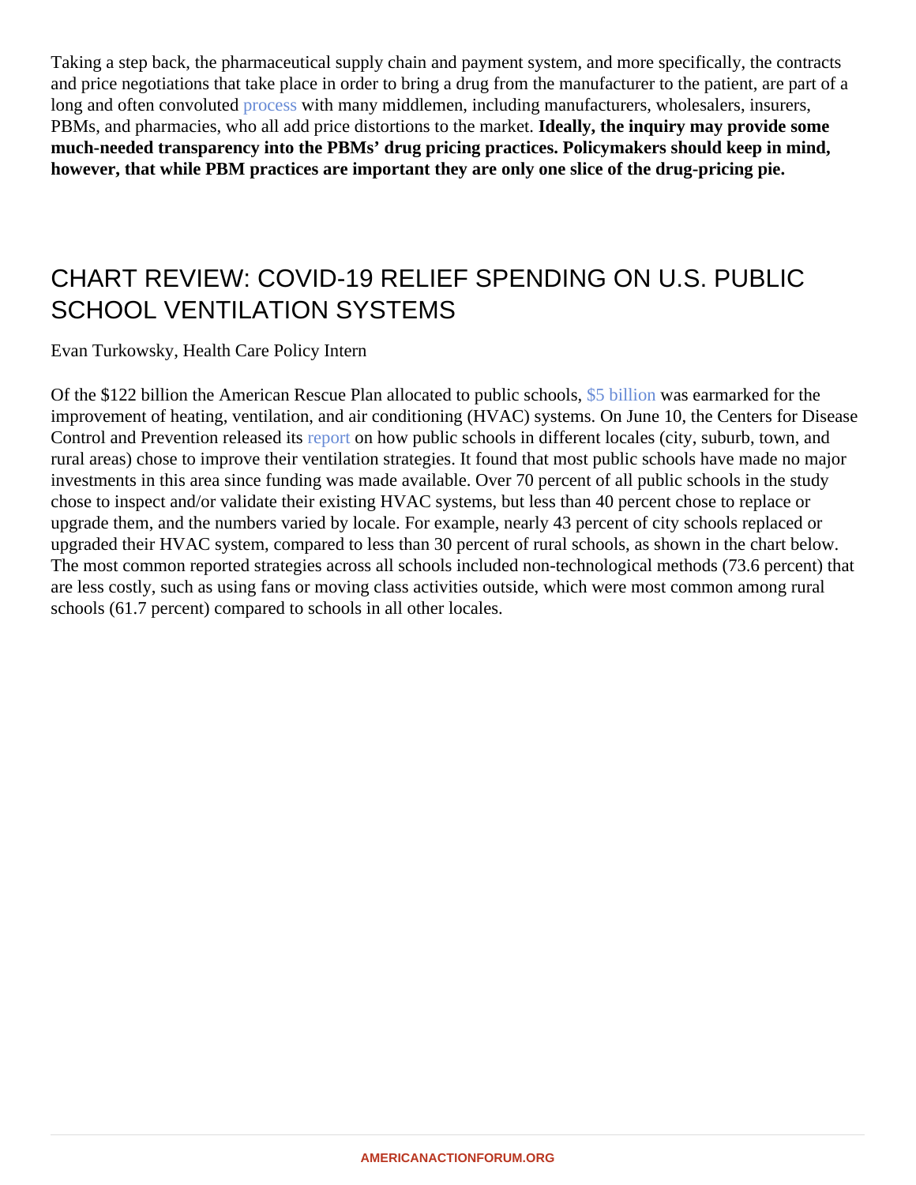Taking a step back, the pharmaceutical supply chain and payment system, and more specifically, the contracts and price negotiations that take place in order to bring a drug from the manufacturer to the patient, are part of a long and often convoluted process with many middlemen, including manufacturers, wholesalers, insurers, PBMs, and pharmacies, who all add price distortions to the market. **Ideally, the inquiry may provide some much-needed transparency into the PBMs' drug pricing practices. Policymakers should keep in mind, however, that while PBM practices are important they are only one slice of the drug-pricing pie.**

## CHART REVIEW: COVID-19 RELIEF SPENDING ON U.S. PUBLIC SCHOOL VENTILATION SYSTEMS

Evan Turkowsky, Health Care Policy Intern

Of the $122 billion the American Rescue Plan allocated to public schools, $5 billion was earmarked for the improvement of heating, ventilation, and air conditioning (HVAC) systems. On June 10, the Centers for Disease Control and Prevention released its report on how public schools in different locales (city, suburb, town, and rural areas) chose to improve their ventilation strategies. It found that most public schools have made no major investments in this area since funding was made available. Over 70 percent of all public schools in the study chose to inspect and/or validate their existing HVAC systems, but less than 40 percent chose to replace or upgrade them, and the numbers varied by locale. For example, nearly 43 percent of city schools replaced or upgraded their HVAC system, compared to less than 30 percent of rural schools, as shown in the chart below. The most common reported strategies across all schools included non-technological methods (73.6 percent) that are less costly, such as using fans or moving class activities outside, which were most common among rural schools (61.7 percent) compared to schools in all other locales.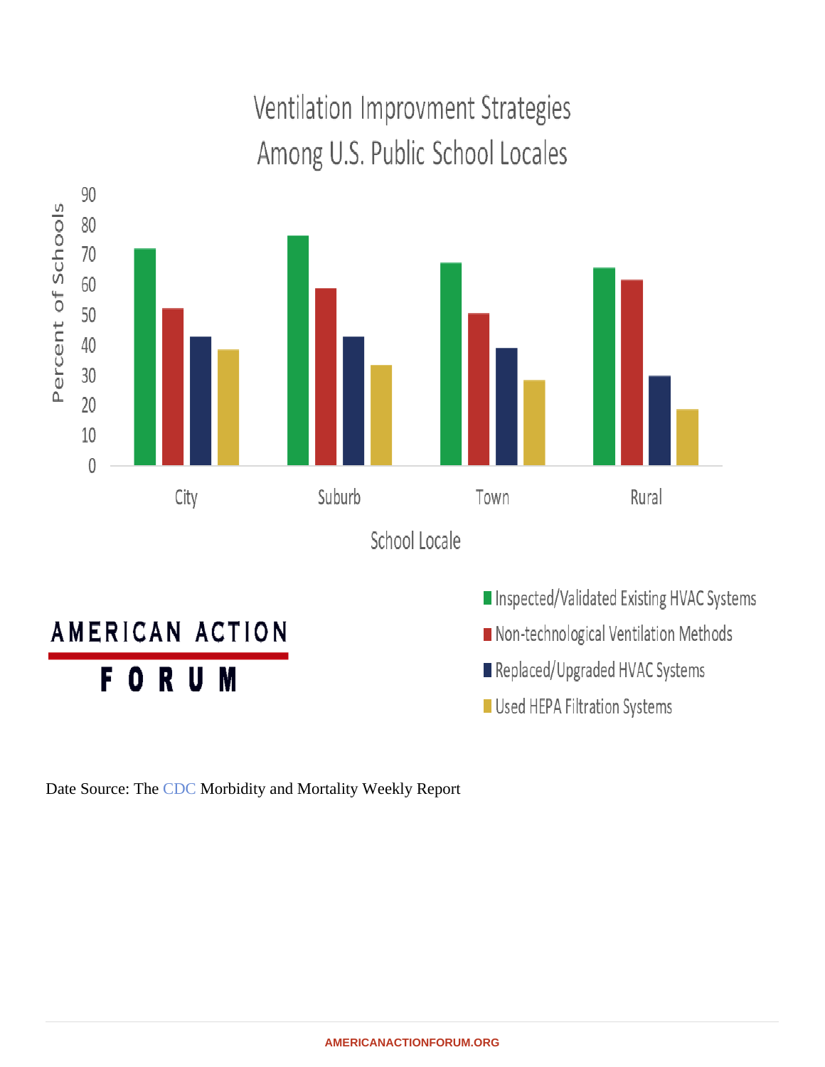Ventilation Improvment Strategies
Among U.S. Public School Locales

Percent of Schools

90
80
70
60
50
40
30
20
10
0

City
Suburb
Town
Rural

School Locale

Inspected/Validated Existing HVAC Systems
Non-technological Ventilation Methods
Replaced/Upgraded HVAC Systems
Used HEPA Filtration Systems

AMERICAN ACTION FORUM

Date Source: The CDC Morbidity and Mortality Weekly Report